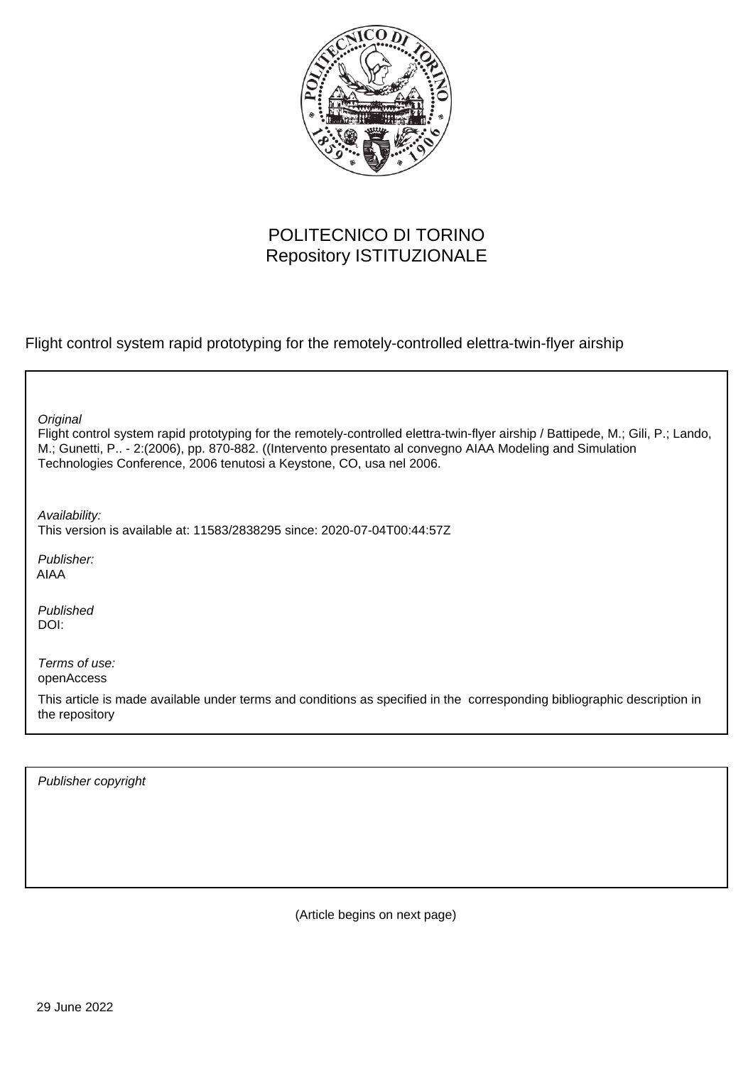POLITECNICO DI TORINO
Repository ISTITUZIONALE

Flight control system rapid prototyping for the remotely-controlled elettra-twin-flyer airship

*Original*
Flight control system rapid prototyping for the remotely-controlled elettra-twin-flyer airship / Battipede, M.; Gili, P.; Lando, M.; Gunetti, P.. - 2:(2006), pp. 870-882. ((Intervento presentato al convegno AIAA Modeling and Simulation Technologies Conference, 2006 tenutosi a Keystone, CO, usa nel 2006.

*Availability:*
This version is available at: 11583/2838295 since: 2020-07-04T00:44:57Z

*Publisher:*
AIAA

*Published*
DOI:

*Terms of use:*
openAccess

This article is made available under terms and conditions as specified in the corresponding bibliographic description in the repository

*Publisher copyright*

(Article begins on next page)

29 June 2022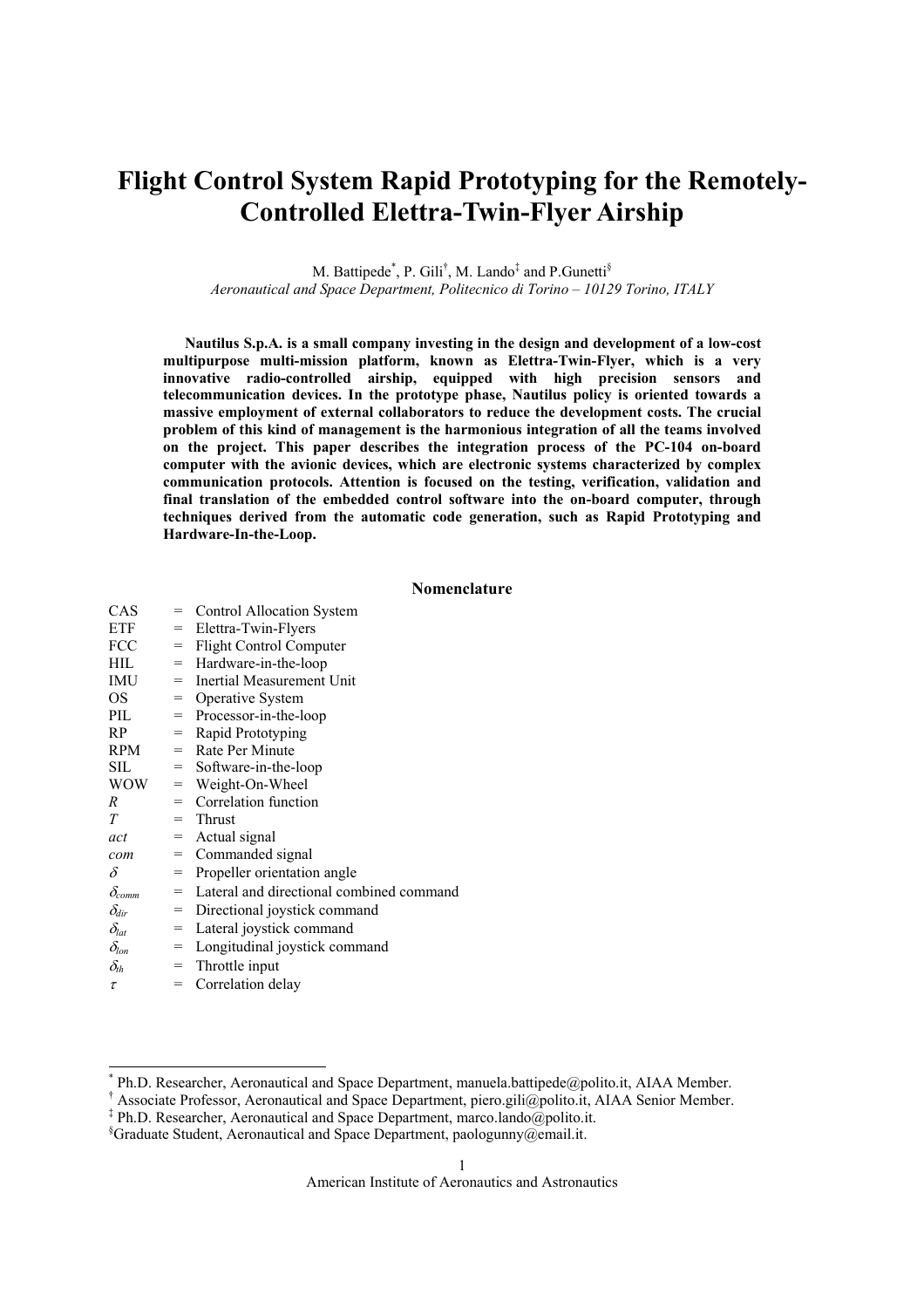# Flight Control System Rapid Prototyping for the Remotely-Controlled Elettra-Twin-Flyer Airship

M. Battipede[*], P. Gili[†], M. Lando[‡] and P.Gunetti[§]

*Aeronautical and Space Department, Politecnico di Torino – 10129 Torino, ITALY*

**Nautilus S.p.A. is a small company investing in the design and development of a low-cost multipurpose multi-mission platform, known as Elettra-Twin-Flyer, which is a very innovative radio-controlled airship, equipped with high precision sensors and telecommunication devices. In the prototype phase, Nautilus policy is oriented towards a massive employment of external collaborators to reduce the development costs. The crucial problem of this kind of management is the harmonious integration of all the teams involved on the project. This paper describes the integration process of the PC-104 on-board computer with the avionic devices, which are electronic systems characterized by complex communication protocols. Attention is focused on the testing, verification, validation and final translation of the embedded control software into the on-board computer, through techniques derived from the automatic code generation, such as Rapid Prototyping and Hardware-In-the-Loop.**

## Nomenclature

| | | |
|---|---|---|
| CAS | = | Control Allocation System |
| ETF | = | Elettra-Twin-Flyers |
| FCC | = | Flight Control Computer |
| HIL | = | Hardware-in-the-loop |
| IMU | = | Inertial Measurement Unit |
| OS | = | Operative System |
| PIL | = | Processor-in-the-loop |
| RP | = | Rapid Prototyping |
| RPM | = | Rate Per Minute |
| SIL | = | Software-in-the-loop |
| WOW | = | Weight-On-Wheel |
| $R$ | = | Correlation function |
| $T$ | = | Thrust |
| $act$ | = | Actual signal |
| $com$ | = | Commanded signal |
| $\delta$ | = | Propeller orientation angle |
| $\delta_{comm}$ | = | Lateral and directional combined command |
| $\delta_{dir}$ | = | Directional joystick command |
| $\delta_{lat}$ | = | Lateral joystick command |
| $\delta_{lon}$ | = | Longitudinal joystick command |
| $\delta_{th}$ | = | Throttle input |
| $\tau$ | = | Correlation delay |

---

[*] Ph.D. Researcher, Aeronautical and Space Department, manuela.battipede@polito.it, AIAA Member.

[†] Associate Professor, Aeronautical and Space Department, piero.gili@polito.it, AIAA Senior Member.

[‡] Ph.D. Researcher, Aeronautical and Space Department, marco.lando@polito.it.

[§] Graduate Student, Aeronautical and Space Department, paologunny@email.it.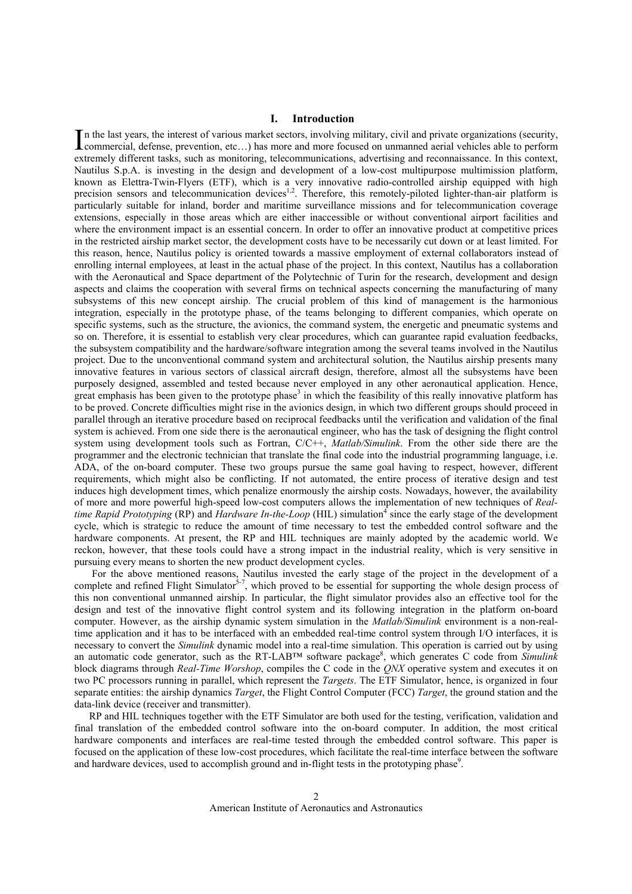## I. Introduction

In the last years, the interest of various market sectors, involving military, civil and private organizations (security, commercial, defense, prevention, etc…) has more and more focused on unmanned aerial vehicles able to perform extremely different tasks, such as monitoring, telecommunications, advertising and reconnaissance. In this context, Nautilus S.p.A. is investing in the design and development of a low-cost multipurpose multimission platform, known as Elettra-Twin-Flyers (ETF), which is a very innovative radio-controlled airship equipped with high precision sensors and telecommunication devices[1,2]. Therefore, this remotely-piloted lighter-than-air platform is particularly suitable for inland, border and maritime surveillance missions and for telecommunication coverage extensions, especially in those areas which are either inaccessible or without conventional airport facilities and where the environment impact is an essential concern. In order to offer an innovative product at competitive prices in the restricted airship market sector, the development costs have to be necessarily cut down or at least limited. For this reason, hence, Nautilus policy is oriented towards a massive employment of external collaborators instead of enrolling internal employees, at least in the actual phase of the project. In this context, Nautilus has a collaboration with the Aeronautical and Space department of the Polytechnic of Turin for the research, development and design aspects and claims the cooperation with several firms on technical aspects concerning the manufacturing of many subsystems of this new concept airship. The crucial problem of this kind of management is the harmonious integration, especially in the prototype phase, of the teams belonging to different companies, which operate on specific systems, such as the structure, the avionics, the command system, the energetic and pneumatic systems and so on. Therefore, it is essential to establish very clear procedures, which can guarantee rapid evaluation feedbacks, the subsystem compatibility and the hardware/software integration among the several teams involved in the Nautilus project. Due to the unconventional command system and architectural solution, the Nautilus airship presents many innovative features in various sectors of classical aircraft design, therefore, almost all the subsystems have been purposely designed, assembled and tested because never employed in any other aeronautical application. Hence, great emphasis has been given to the prototype phase[3] in which the feasibility of this really innovative platform has to be proved. Concrete difficulties might rise in the avionics design, in which two different groups should proceed in parallel through an iterative procedure based on reciprocal feedbacks until the verification and validation of the final system is achieved. From one side there is the aeronautical engineer, who has the task of designing the flight control system using development tools such as Fortran, C/C++, *Matlab/Simulink*. From the other side there are the programmer and the electronic technician that translate the final code into the industrial programming language, i.e. ADA, of the on-board computer. These two groups pursue the same goal having to respect, however, different requirements, which might also be conflicting. If not automated, the entire process of iterative design and test induces high development times, which penalize enormously the airship costs. Nowadays, however, the availability of more and more powerful high-speed low-cost computers allows the implementation of new techniques of *Real-time Rapid Prototyping* (RP) and *Hardware In-the-Loop* (HIL) simulation[4] since the early stage of the development cycle, which is strategic to reduce the amount of time necessary to test the embedded control software and the hardware components. At present, the RP and HIL techniques are mainly adopted by the academic world. We reckon, however, that these tools could have a strong impact in the industrial reality, which is very sensitive in pursuing every means to shorten the new product development cycles.

For the above mentioned reasons, Nautilus invested the early stage of the project in the development of a complete and refined Flight Simulator[5-7], which proved to be essential for supporting the whole design process of this non conventional unmanned airship. In particular, the flight simulator provides also an effective tool for the design and test of the innovative flight control system and its following integration in the platform on-board computer. However, as the airship dynamic system simulation in the *Matlab/Simulink* environment is a non-real-time application and it has to be interfaced with an embedded real-time control system through I/O interfaces, it is necessary to convert the *Simulink* dynamic model into a real-time simulation. This operation is carried out by using an automatic code generator, such as the RT-LAB™ software package[8], which generates C code from *Simulink* block diagrams through *Real-Time Worshop*, compiles the C code in the *QNX* operative system and executes it on two PC processors running in parallel, which represent the *Targets*. The ETF Simulator, hence, is organized in four separate entities: the airship dynamics *Target*, the Flight Control Computer (FCC) *Target*, the ground station and the data-link device (receiver and transmitter).

RP and HIL techniques together with the ETF Simulator are both used for the testing, verification, validation and final translation of the embedded control software into the on-board computer. In addition, the most critical hardware components and interfaces are real-time tested through the embedded control software. This paper is focused on the application of these low-cost procedures, which facilitate the real-time interface between the software and hardware devices, used to accomplish ground and in-flight tests in the prototyping phase[9].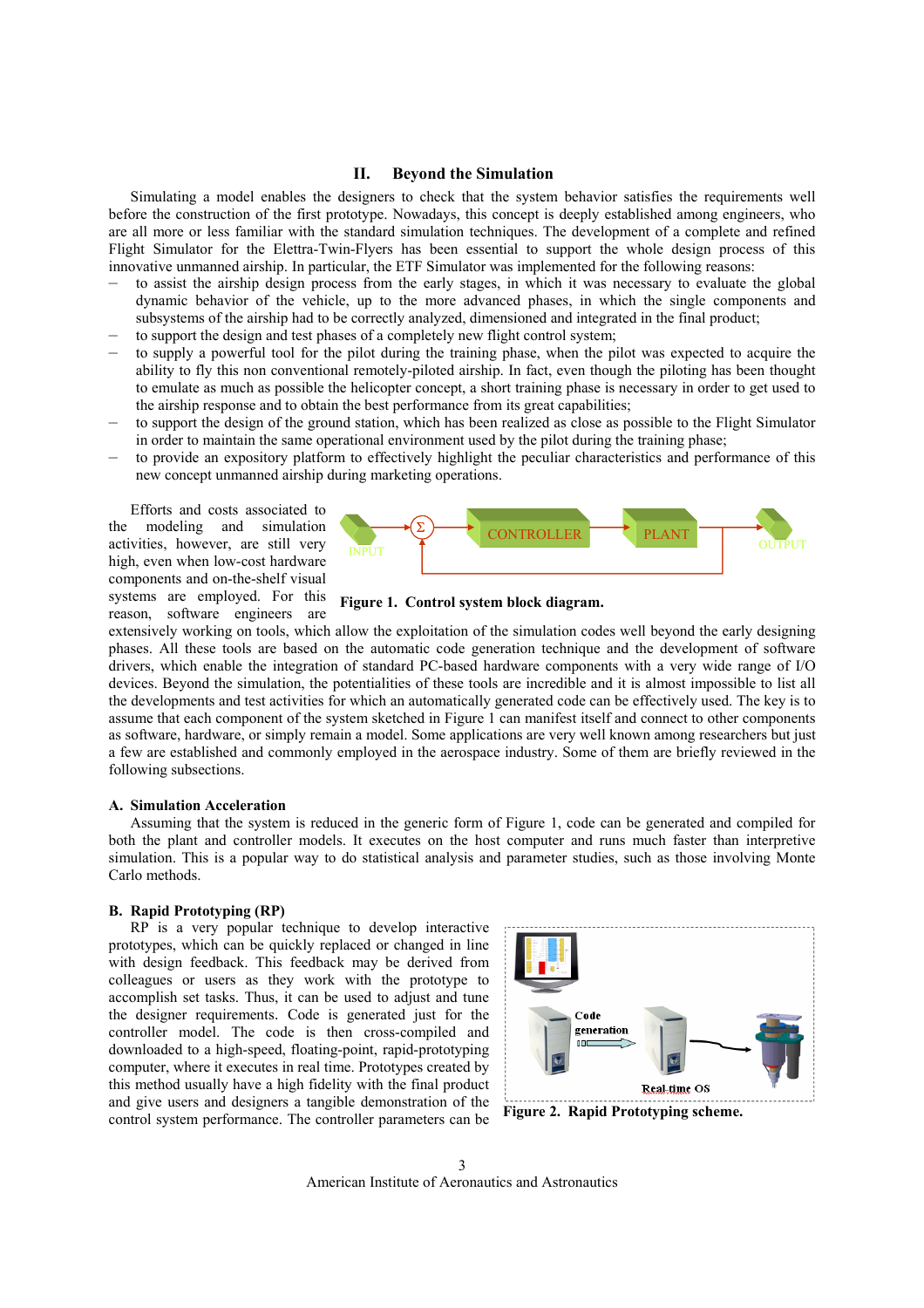## II. Beyond the Simulation

Simulating a model enables the designers to check that the system behavior satisfies the requirements well before the construction of the first prototype. Nowadays, this concept is deeply established among engineers, who are all more or less familiar with the standard simulation techniques. The development of a complete and refined Flight Simulator for the Elettra-Twin-Flyers has been essential to support the whole design process of this innovative unmanned airship. In particular, the ETF Simulator was implemented for the following reasons:

- to assist the airship design process from the early stages, in which it was necessary to evaluate the global dynamic behavior of the vehicle, up to the more advanced phases, in which the single components and subsystems of the airship had to be correctly analyzed, dimensioned and integrated in the final product;
- to support the design and test phases of a completely new flight control system;
- to supply a powerful tool for the pilot during the training phase, when the pilot was expected to acquire the ability to fly this non conventional remotely-piloted airship. In fact, even though the piloting has been thought to emulate as much as possible the helicopter concept, a short training phase is necessary in order to get used to the airship response and to obtain the best performance from its great capabilities;
- to support the design of the ground station, which has been realized as close as possible to the Flight Simulator in order to maintain the same operational environment used by the pilot during the training phase;
- to provide an expository platform to effectively highlight the peculiar characteristics and performance of this new concept unmanned airship during marketing operations.

Efforts and costs associated to the modeling and simulation activities, however, are still very high, even when low-cost hardware components and on-the-shelf visual systems are employed. For this reason, software engineers are extensively working on tools, which allow the exploitation of the simulation codes well beyond the early designing phases. All these tools are based on the automatic code generation technique and the development of software drivers, which enable the integration of standard PC-based hardware components with a very wide range of I/O devices. Beyond the simulation, the potentialities of these tools are incredible and it is almost impossible to list all the developments and test activities for which an automatically generated code can be effectively used. The key is to assume that each component of the system sketched in Figure 1 can manifest itself and connect to other components as software, hardware, or simply remain a model. Some applications are very well known among researchers but just a few are established and commonly employed in the aerospace industry. Some of them are briefly reviewed in the following subsections.

INPUT → Σ → CONTROLLER → PLANT → OUTPUT

**Figure 1. Control system block diagram.**

### A. Simulation Acceleration

Assuming that the system is reduced in the generic form of Figure 1, code can be generated and compiled for both the plant and controller models. It executes on the host computer and runs much faster than interpretive simulation. This is a popular way to do statistical analysis and parameter studies, such as those involving Monte Carlo methods.

### B. Rapid Prototyping (RP)

RP is a very popular technique to develop interactive prototypes, which can be quickly replaced or changed in line with design feedback. This feedback may be derived from colleagues or users as they work with the prototype to accomplish set tasks. Thus, it can be used to adjust and tune the designer requirements. Code is generated just for the controller model. The code is then cross-compiled and downloaded to a high-speed, floating-point, rapid-prototyping computer, where it executes in real time. Prototypes created by this method usually have a high fidelity with the final product and give users and designers a tangible demonstration of the control system performance. The controller parameters can be

Code generation

Real time OS

**Figure 2. Rapid Prototyping scheme.**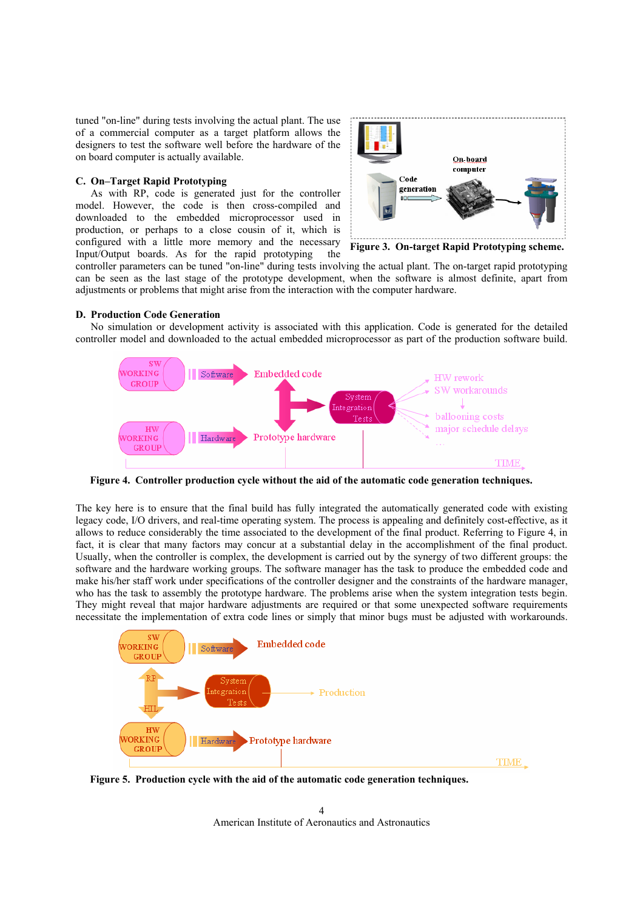tuned "on-line" during tests involving the actual plant. The use of a commercial computer as a target platform allows the designers to test the software well before the hardware of the on board computer is actually available.

### C. On–Target Rapid Prototyping

As with RP, code is generated just for the controller model. However, the code is then cross-compiled and downloaded to the embedded microprocessor used in production, or perhaps to a close cousin of it, which is configured with a little more memory and the necessary Input/Output boards. As for the rapid prototyping the controller parameters can be tuned "on-line" during tests involving the actual plant. The on-target rapid prototyping can be seen as the last stage of the prototype development, when the software is almost definite, apart from adjustments or problems that might arise from the interaction with the computer hardware.

Code generation

On-board computer

**Figure 3. On-target Rapid Prototyping scheme.**

### D. Production Code Generation

No simulation or development activity is associated with this application. Code is generated for the detailed controller model and downloaded to the actual embedded microprocessor as part of the production software build.

SW WORKING GROUP

Software

Embedded code

HW WORKING GROUP

Hardware

Prototype hardware

System Integration Tests

HW rework

SW workarounds

ballooning costs

major schedule delays

...

TIME

**Figure 4. Controller production cycle without the aid of the automatic code generation techniques.**

The key here is to ensure that the final build has fully integrated the automatically generated code with existing legacy code, I/O drivers, and real-time operating system. The process is appealing and definitely cost-effective, as it allows to reduce considerably the time associated to the development of the final product. Referring to Figure 4, in fact, it is clear that many factors may concur at a substantial delay in the accomplishment of the final product. Usually, when the controller is complex, the development is carried out by the synergy of two different groups: the software and the hardware working groups. The software manager has the task to produce the embedded code and make his/her staff work under specifications of the controller designer and the constraints of the hardware manager, who has the task to assembly the prototype hardware. The problems arise when the system integration tests begin. They might reveal that major hardware adjustments are required or that some unexpected software requirements necessitate the implementation of extra code lines or simply that minor bugs must be adjusted with workarounds.

SW WORKING GROUP

Software

Embedded code

RP

HIL

System Integration Tests

Production

HW WORKING GROUP

Hardware

Prototype hardware

TIME

**Figure 5. Production cycle with the aid of the automatic code generation techniques.**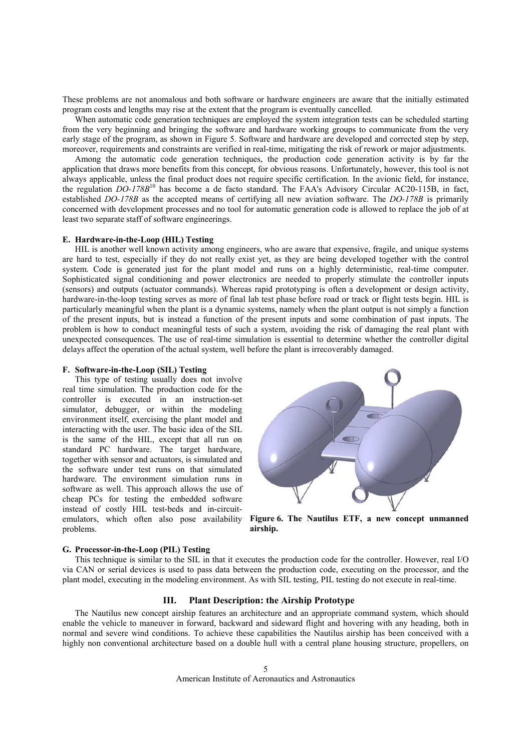These problems are not anomalous and both software or hardware engineers are aware that the initially estimated program costs and lengths may rise at the extent that the program is eventually cancelled.

When automatic code generation techniques are employed the system integration tests can be scheduled starting from the very beginning and bringing the software and hardware working groups to communicate from the very early stage of the program, as shown in Figure 5. Software and hardware are developed and corrected step by step, moreover, requirements and constraints are verified in real-time, mitigating the risk of rework or major adjustments.

Among the automatic code generation techniques, the production code generation activity is by far the application that draws more benefits from this concept, for obvious reasons. Unfortunately, however, this tool is not always applicable, unless the final product does not require specific certification. In the avionic field, for instance, the regulation *DO-178B*[10] has become a de facto standard. The FAA's Advisory Circular AC20-115B, in fact, established *DO-178B* as the accepted means of certifying all new aviation software. The *DO-178B* is primarily concerned with development processes and no tool for automatic generation code is allowed to replace the job of at least two separate staff of software engineerings.

### E. Hardware-in-the-Loop (HIL) Testing

HIL is another well known activity among engineers, who are aware that expensive, fragile, and unique systems are hard to test, especially if they do not really exist yet, as they are being developed together with the control system. Code is generated just for the plant model and runs on a highly deterministic, real-time computer. Sophisticated signal conditioning and power electronics are needed to properly stimulate the controller inputs (sensors) and outputs (actuator commands). Whereas rapid prototyping is often a development or design activity, hardware-in-the-loop testing serves as more of final lab test phase before road or track or flight tests begin. HIL is particularly meaningful when the plant is a dynamic systems, namely when the plant output is not simply a function of the present inputs, but is instead a function of the present inputs and some combination of past inputs. The problem is how to conduct meaningful tests of such a system, avoiding the risk of damaging the real plant with unexpected consequences. The use of real-time simulation is essential to determine whether the controller digital delays affect the operation of the actual system, well before the plant is irrecoverably damaged.

### F. Software-in-the-Loop (SIL) Testing

This type of testing usually does not involve real time simulation. The production code for the controller is executed in an instruction-set simulator, debugger, or within the modeling environment itself, exercising the plant model and interacting with the user. The basic idea of the SIL is the same of the HIL, except that all run on standard PC hardware. The target hardware, together with sensor and actuators, is simulated and the software under test runs on that simulated hardware. The environment simulation runs in software as well. This approach allows the use of cheap PCs for testing the embedded software instead of costly HIL test-beds and in-circuit-emulators, which often also pose availability problems.

**Figure 6. The Nautilus ETF, a new concept unmanned airship.**

### G. Processor-in-the-Loop (PIL) Testing

This technique is similar to the SIL in that it executes the production code for the controller. However, real I/O via CAN or serial devices is used to pass data between the production code, executing on the processor, and the plant model, executing in the modeling environment. As with SIL testing, PIL testing do not execute in real-time.

## III. Plant Description: the Airship Prototype

The Nautilus new concept airship features an architecture and an appropriate command system, which should enable the vehicle to maneuver in forward, backward and sideward flight and hovering with any heading, both in normal and severe wind conditions. To achieve these capabilities the Nautilus airship has been conceived with a highly non conventional architecture based on a double hull with a central plane housing structure, propellers, on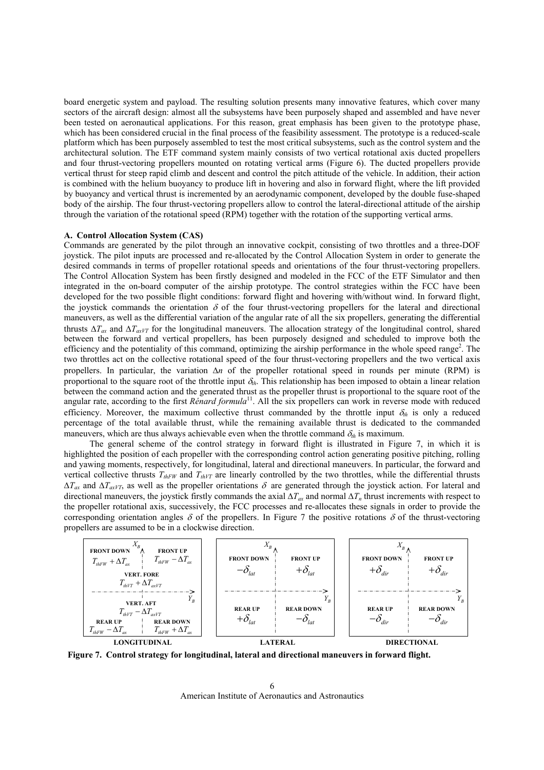board energetic system and payload. The resulting solution presents many innovative features, which cover many sectors of the aircraft design: almost all the subsystems have been purposely shaped and assembled and have never been tested on aeronautical applications. For this reason, great emphasis has been given to the prototype phase, which has been considered crucial in the final process of the feasibility assessment. The prototype is a reduced-scale platform which has been purposely assembled to test the most critical subsystems, such as the control system and the architectural solution. The ETF command system mainly consists of two vertical rotational axis ducted propellers and four thrust-vectoring propellers mounted on rotating vertical arms (Figure 6). The ducted propellers provide vertical thrust for steep rapid climb and descent and control the pitch attitude of the vehicle. In addition, their action is combined with the helium buoyancy to produce lift in hovering and also in forward flight, where the lift provided by buoyancy and vertical thrust is incremented by an aerodynamic component, developed by the double fuse-shaped body of the airship. The four thrust-vectoring propellers allow to control the lateral-directional attitude of the airship through the variation of the rotational speed (RPM) together with the rotation of the supporting vertical arms.

### A. Control Allocation System (CAS)

Commands are generated by the pilot through an innovative cockpit, consisting of two throttles and a three-DOF joystick. The pilot inputs are processed and re-allocated by the Control Allocation System in order to generate the desired commands in terms of propeller rotational speeds and orientations of the four thrust-vectoring propellers. The Control Allocation System has been firstly designed and modeled in the FCC of the ETF Simulator and then integrated in the on-board computer of the airship prototype. The control strategies within the FCC have been developed for the two possible flight conditions: forward flight and hovering with/without wind. In forward flight, the joystick commands the orientation $\delta$ of the four thrust-vectoring propellers for the lateral and directional maneuvers, as well as the differential variation of the angular rate of all the six propellers, generating the differential thrusts $\Delta T_{ax}$ and $\Delta T_{axVT}$ for the longitudinal maneuvers. The allocation strategy of the longitudinal control, shared between the forward and vertical propellers, has been purposely designed and scheduled to improve both the efficiency and the potentiality of this command, optimizing the airship performance in the whole speed range[2]. The two throttles act on the collective rotational speed of the four thrust-vectoring propellers and the two vertical axis propellers. In particular, the variation $\Delta n$ of the propeller rotational speed in rounds per minute (RPM) is proportional to the square root of the throttle input $\delta_{th}$. This relationship has been imposed to obtain a linear relation between the command action and the generated thrust as the propeller thrust is proportional to the square root of the angular rate, according to the first *Rénard formula*[11]. All the six propellers can work in reverse mode with reduced efficiency. Moreover, the maximum collective thrust commanded by the throttle input $\delta_{th}$ is only a reduced percentage of the total available thrust, while the remaining available thrust is dedicated to the commanded maneuvers, which are thus always achievable even when the throttle command $\delta_{th}$ is maximum.

The general scheme of the control strategy in forward flight is illustrated in Figure 7, in which it is highlighted the position of each propeller with the corresponding control action generating positive pitching, rolling and yawing moments, respectively, for longitudinal, lateral and directional maneuvers. In particular, the forward and vertical collective thrusts $T_{thFW}$ and $T_{thVT}$ are linearly controlled by the two throttles, while the differential thrusts $\Delta T_{ax}$ and $\Delta T_{axVT}$, as well as the propeller orientations $\delta$ are generated through the joystick action. For lateral and directional maneuvers, the joystick firstly commands the axial $\Delta T_{ax}$ and normal $\Delta T_n$ thrust increments with respect to the propeller rotational axis, successively, the FCC processes and re-allocates these signals in order to provide the corresponding orientation angles $\delta$ of the propellers. In Figure 7 the positive rotations $\delta$ of the thrust-vectoring propellers are assumed to be in a clockwise direction.

| LONGITUDINAL | | LATERAL | | DIRECTIONAL | |
|---|---|---|---|---|---|
| FRONT DOWN $T_{thFW} + \Delta T_{ax}$ | FRONT UP $T_{thFW} - \Delta T_{ax}$ | FRONT DOWN $-\delta_{lat}$ | FRONT UP $+\delta_{lat}$ | FRONT DOWN $+\delta_{dir}$ | FRONT UP $+\delta_{dir}$ |
| VERT. FORE $T_{thVT} + \Delta T_{axVT}$ | | | | | |
| VERT. AFT $T_{thVT} - \Delta T_{axVT}$ | | | | | |
| REAR UP $T_{thFW} - \Delta T_{ax}$ | REAR DOWN $T_{thFW} + \Delta T_{ax}$ | REAR UP $+\delta_{lat}$ | REAR DOWN $-\delta_{lat}$ | REAR UP $-\delta_{dir}$ | REAR DOWN $-\delta_{dir}$ |

**Figure 7. Control strategy for longitudinal, lateral and directional maneuvers in forward flight.**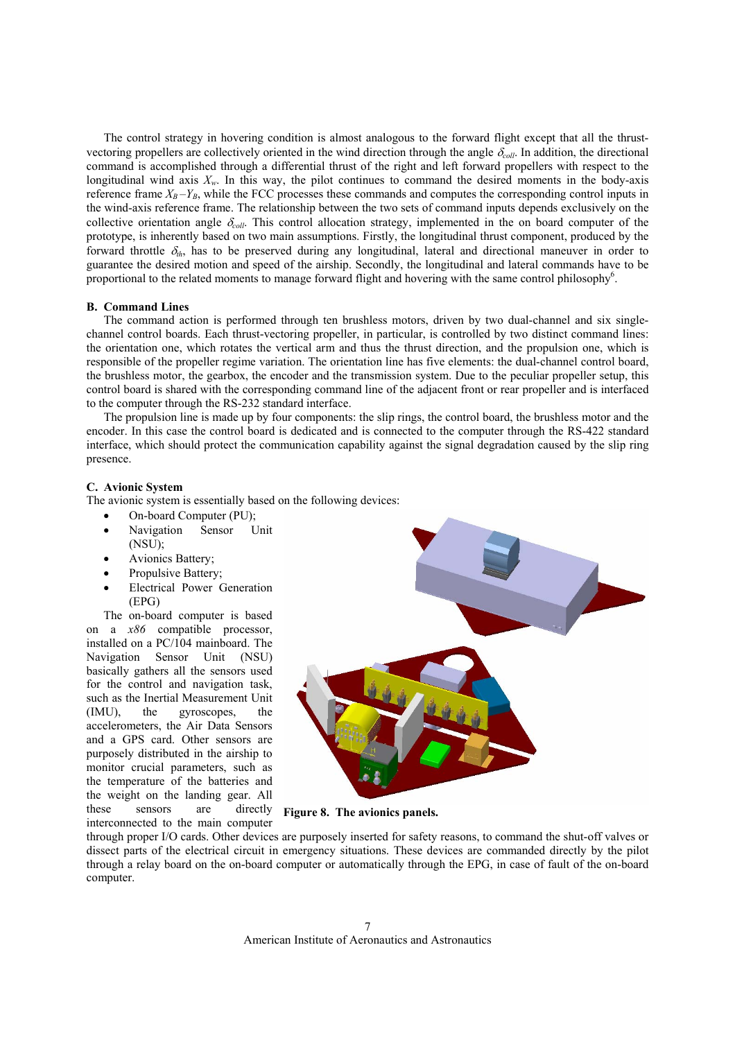The control strategy in hovering condition is almost analogous to the forward flight except that all the thrust-vectoring propellers are collectively oriented in the wind direction through the angle $\delta_{coll}$. In addition, the directional command is accomplished through a differential thrust of the right and left forward propellers with respect to the longitudinal wind axis $X_w$. In this way, the pilot continues to command the desired moments in the body-axis reference frame $X_B - Y_B$, while the FCC processes these commands and computes the corresponding control inputs in the wind-axis reference frame. The relationship between the two sets of command inputs depends exclusively on the collective orientation angle $\delta_{coll}$. This control allocation strategy, implemented in the on board computer of the prototype, is inherently based on two main assumptions. Firstly, the longitudinal thrust component, produced by the forward throttle $\delta_{th}$, has to be preserved during any longitudinal, lateral and directional maneuver in order to guarantee the desired motion and speed of the airship. Secondly, the longitudinal and lateral commands have to be proportional to the related moments to manage forward flight and hovering with the same control philosophy[6].

## B. Command Lines

The command action is performed through ten brushless motors, driven by two dual-channel and six single-channel control boards. Each thrust-vectoring propeller, in particular, is controlled by two distinct command lines: the orientation one, which rotates the vertical arm and thus the thrust direction, and the propulsion one, which is responsible of the propeller regime variation. The orientation line has five elements: the dual-channel control board, the brushless motor, the gearbox, the encoder and the transmission system. Due to the peculiar propeller setup, this control board is shared with the corresponding command line of the adjacent front or rear propeller and is interfaced to the computer through the RS-232 standard interface.

The propulsion line is made up by four components: the slip rings, the control board, the brushless motor and the encoder. In this case the control board is dedicated and is connected to the computer through the RS-422 standard interface, which should protect the communication capability against the signal degradation caused by the slip ring presence.

## C. Avionic System

The avionic system is essentially based on the following devices:

- On-board Computer (PU);
- Navigation Sensor Unit (NSU);
- Avionics Battery;
- Propulsive Battery;
- Electrical Power Generation (EPG)

The on-board computer is based on a *x86* compatible processor, installed on a PC/104 mainboard. The Navigation Sensor Unit (NSU) basically gathers all the sensors used for the control and navigation task, such as the Inertial Measurement Unit (IMU), the gyroscopes, the accelerometers, the Air Data Sensors and a GPS card. Other sensors are purposely distributed in the airship to monitor crucial parameters, such as the temperature of the batteries and the weight on the landing gear. All these sensors are directly interconnected to the main computer through proper I/O cards. Other devices are purposely inserted for safety reasons, to command the shut-off valves or dissect parts of the electrical circuit in emergency situations. These devices are commanded directly by the pilot through a relay board on the on-board computer or automatically through the EPG, in case of fault of the on-board computer.

**Figure 8. The avionics panels.**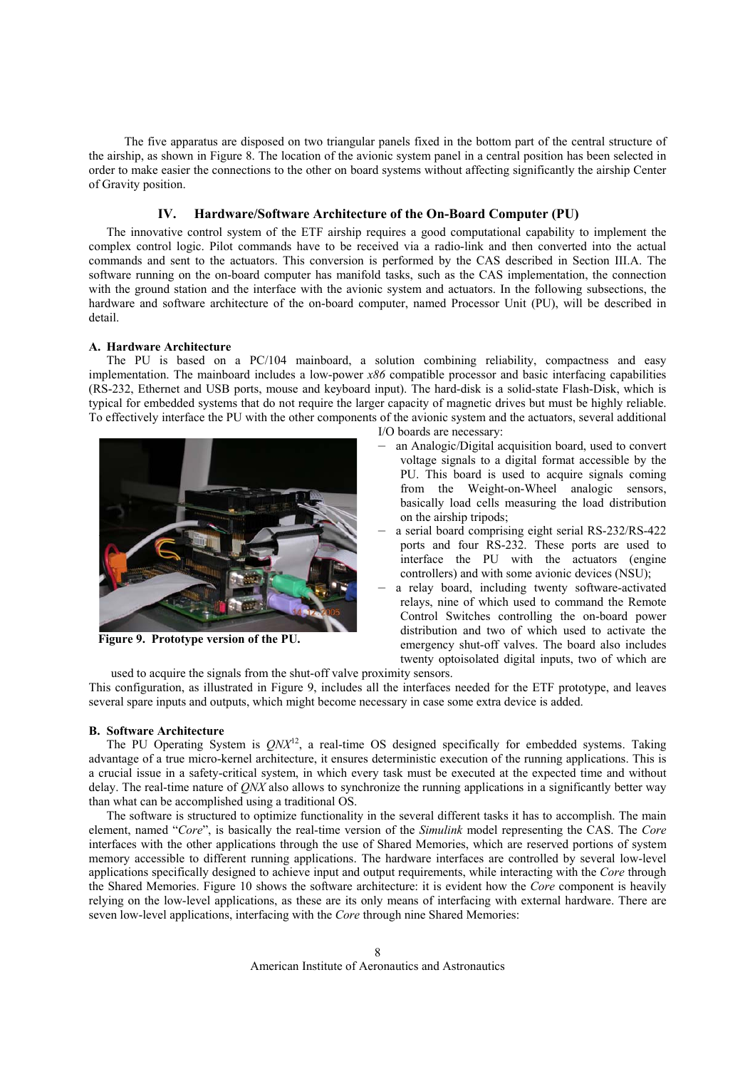The five apparatus are disposed on two triangular panels fixed in the bottom part of the central structure of the airship, as shown in Figure 8. The location of the avionic system panel in a central position has been selected in order to make easier the connections to the other on board systems without affecting significantly the airship Center of Gravity position.

## IV. Hardware/Software Architecture of the On-Board Computer (PU)

The innovative control system of the ETF airship requires a good computational capability to implement the complex control logic. Pilot commands have to be received via a radio-link and then converted into the actual commands and sent to the actuators. This conversion is performed by the CAS described in Section III.A. The software running on the on-board computer has manifold tasks, such as the CAS implementation, the connection with the ground station and the interface with the avionic system and actuators. In the following subsections, the hardware and software architecture of the on-board computer, named Processor Unit (PU), will be described in detail.

### A. Hardware Architecture

The PU is based on a PC/104 mainboard, a solution combining reliability, compactness and easy implementation. The mainboard includes a low-power *x86* compatible processor and basic interfacing capabilities (RS-232, Ethernet and USB ports, mouse and keyboard input). The hard-disk is a solid-state Flash-Disk, which is typical for embedded systems that do not require the larger capacity of magnetic drives but must be highly reliable. To effectively interface the PU with the other components of the avionic system and the actuators, several additional I/O boards are necessary:

- an Analogic/Digital acquisition board, used to convert voltage signals to a digital format accessible by the PU. This board is used to acquire signals coming from the Weight-on-Wheel analogic sensors, basically load cells measuring the load distribution on the airship tripods;
- a serial board comprising eight serial RS-232/RS-422 ports and four RS-232. These ports are used to interface the PU with the actuators (engine controllers) and with some avionic devices (NSU);
- a relay board, including twenty software-activated relays, nine of which used to command the Remote Control Switches controlling the on-board power distribution and two of which used to activate the emergency shut-off valves. The board also includes twenty optoisolated digital inputs, two of which are used to acquire the signals from the shut-off valve proximity sensors.

**Figure 9. Prototype version of the PU.**

This configuration, as illustrated in Figure 9, includes all the interfaces needed for the ETF prototype, and leaves several spare inputs and outputs, which might become necessary in case some extra device is added.

### B. Software Architecture

The PU Operating System is *QNX*[12], a real-time OS designed specifically for embedded systems. Taking advantage of a true micro-kernel architecture, it ensures deterministic execution of the running applications. This is a crucial issue in a safety-critical system, in which every task must be executed at the expected time and without delay. The real-time nature of *QNX* also allows to synchronize the running applications in a significantly better way than what can be accomplished using a traditional OS.

The software is structured to optimize functionality in the several different tasks it has to accomplish. The main element, named "*Core*", is basically the real-time version of the *Simulink* model representing the CAS. The *Core* interfaces with the other applications through the use of Shared Memories, which are reserved portions of system memory accessible to different running applications. The hardware interfaces are controlled by several low-level applications specifically designed to achieve input and output requirements, while interacting with the *Core* through the Shared Memories. Figure 10 shows the software architecture: it is evident how the *Core* component is heavily relying on the low-level applications, as these are its only means of interfacing with external hardware. There are seven low-level applications, interfacing with the *Core* through nine Shared Memories: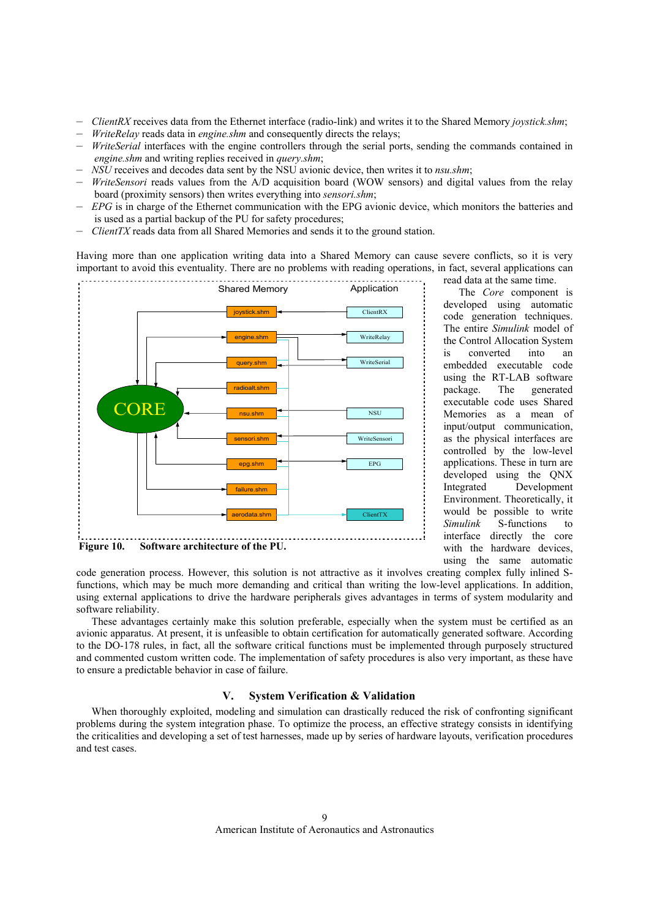- *ClientRX* receives data from the Ethernet interface (radio-link) and writes it to the Shared Memory *joystick.shm*;
- *WriteRelay* reads data in *engine.shm* and consequently directs the relays;
- *WriteSerial* interfaces with the engine controllers through the serial ports, sending the commands contained in *engine.shm* and writing replies received in *query.shm*;
- *NSU* receives and decodes data sent by the NSU avionic device, then writes it to *nsu.shm*;
- *WriteSensori* reads values from the A/D acquisition board (WOW sensors) and digital values from the relay board (proximity sensors) then writes everything into *sensori.shm*;
- *EPG* is in charge of the Ethernet communication with the EPG avionic device, which monitors the batteries and is used as a partial backup of the PU for safety procedures;
- *ClientTX* reads data from all Shared Memories and sends it to the ground station.

Having more than one application writing data into a Shared Memory can cause severe conflicts, so it is very important to avoid this eventuality. There are no problems with reading operations, in fact, several applications can read data at the same time.

**Figure 10. Software architecture of the PU.**

The *Core* component is developed using automatic code generation techniques. The entire *Simulink* model of the Control Allocation System is converted into an embedded executable code using the RT-LAB software package. The generated executable code uses Shared Memories as a mean of input/output communication, as the physical interfaces are controlled by the low-level applications. These in turn are developed using the QNX Integrated Development Environment. Theoretically, it would be possible to write *Simulink* S-functions to interface directly the core with the hardware devices, using the same automatic code generation process. However, this solution is not attractive as it involves creating complex fully inlined S-functions, which may be much more demanding and critical than writing the low-level applications. In addition, using external applications to drive the hardware peripherals gives advantages in terms of system modularity and software reliability.

These advantages certainly make this solution preferable, especially when the system must be certified as an avionic apparatus. At present, it is unfeasible to obtain certification for automatically generated software. According to the DO-178 rules, in fact, all the software critical functions must be implemented through purposely structured and commented custom written code. The implementation of safety procedures is also very important, as these have to ensure a predictable behavior in case of failure.

## V. System Verification & Validation

When thoroughly exploited, modeling and simulation can drastically reduced the risk of confronting significant problems during the system integration phase. To optimize the process, an effective strategy consists in identifying the criticalities and developing a set of test harnesses, made up by series of hardware layouts, verification procedures and test cases.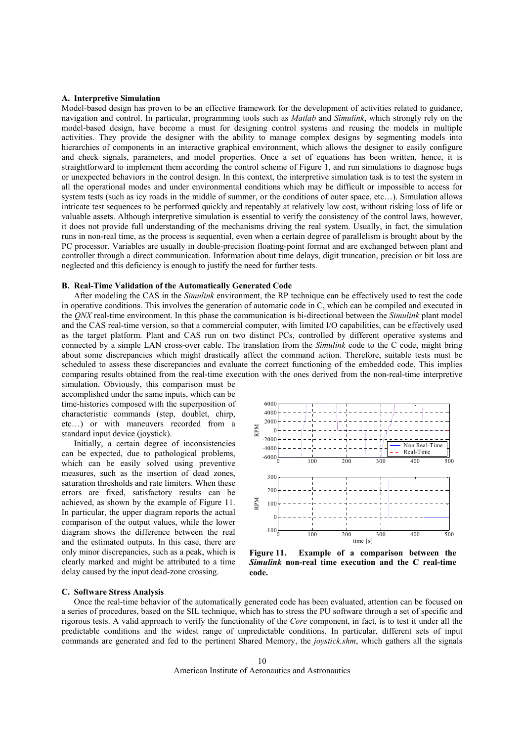### A. Interpretive Simulation

Model-based design has proven to be an effective framework for the development of activities related to guidance, navigation and control. In particular, programming tools such as *Matlab* and *Simulink*, which strongly rely on the model-based design, have become a must for designing control systems and reusing the models in multiple activities. They provide the designer with the ability to manage complex designs by segmenting models into hierarchies of components in an interactive graphical environment, which allows the designer to easily configure and check signals, parameters, and model properties. Once a set of equations has been written, hence, it is straightforward to implement them according the control scheme of Figure 1, and run simulations to diagnose bugs or unexpected behaviors in the control design. In this context, the interpretive simulation task is to test the system in all the operational modes and under environmental conditions which may be difficult or impossible to access for system tests (such as icy roads in the middle of summer, or the conditions of outer space, etc…). Simulation allows intricate test sequences to be performed quickly and repeatably at relatively low cost, without risking loss of life or valuable assets. Although interpretive simulation is essential to verify the consistency of the control laws, however, it does not provide full understanding of the mechanisms driving the real system. Usually, in fact, the simulation runs in non-real time, as the process is sequential, even when a certain degree of parallelism is brought about by the PC processor. Variables are usually in double-precision floating-point format and are exchanged between plant and controller through a direct communication. Information about time delays, digit truncation, precision or bit loss are neglected and this deficiency is enough to justify the need for further tests.

### B. Real-Time Validation of the Automatically Generated Code

After modeling the CAS in the *Simulink* environment, the RP technique can be effectively used to test the code in operative conditions. This involves the generation of automatic code in C, which can be compiled and executed in the *QNX* real-time environment. In this phase the communication is bi-directional between the *Simulink* plant model and the CAS real-time version, so that a commercial computer, with limited I/O capabilities, can be effectively used as the target platform. Plant and CAS run on two distinct PCs, controlled by different operative systems and connected by a simple LAN cross-over cable. The translation from the *Simulink* code to the C code, might bring about some discrepancies which might drastically affect the command action. Therefore, suitable tests must be scheduled to assess these discrepancies and evaluate the correct functioning of the embedded code. This implies comparing results obtained from the real-time execution with the ones derived from the non-real-time interpretive simulation. Obviously, this comparison must be accomplished under the same inputs, which can be time-histories composed with the superposition of characteristic commands (step, doublet, chirp, etc…) or with maneuvers recorded from a standard input device (joystick).

Initially, a certain degree of inconsistencies can be expected, due to pathological problems, which can be easily solved using preventive measures, such as the insertion of dead zones, saturation thresholds and rate limiters. When these errors are fixed, satisfactory results can be achieved, as shown by the example of Figure 11. In particular, the upper diagram reports the actual comparison of the output values, while the lower diagram shows the difference between the real and the estimated outputs. In this case, there are only minor discrepancies, such as a peak, which is clearly marked and might be attributed to a time delay caused by the input dead-zone crossing.

RPM
6000
4000
2000
0
-2000
-4000
-6000
0 100 200 300 400 500
Non Real-Time
Real-Time

RPM
300
200
100
0
-100
0 100 200 300 400 500
time [s]

**Figure 11. Example of a comparison between the *Simulink* non-real time execution and the C real-time code.**

### C. Software Stress Analysis

Once the real-time behavior of the automatically generated code has been evaluated, attention can be focused on a series of procedures, based on the SIL technique, which has to stress the PU software through a set of specific and rigorous tests. A valid approach to verify the functionality of the *Core* component, in fact, is to test it under all the predictable conditions and the widest range of unpredictable conditions. In particular, different sets of input commands are generated and fed to the pertinent Shared Memory, the *joystick.shm*, which gathers all the signals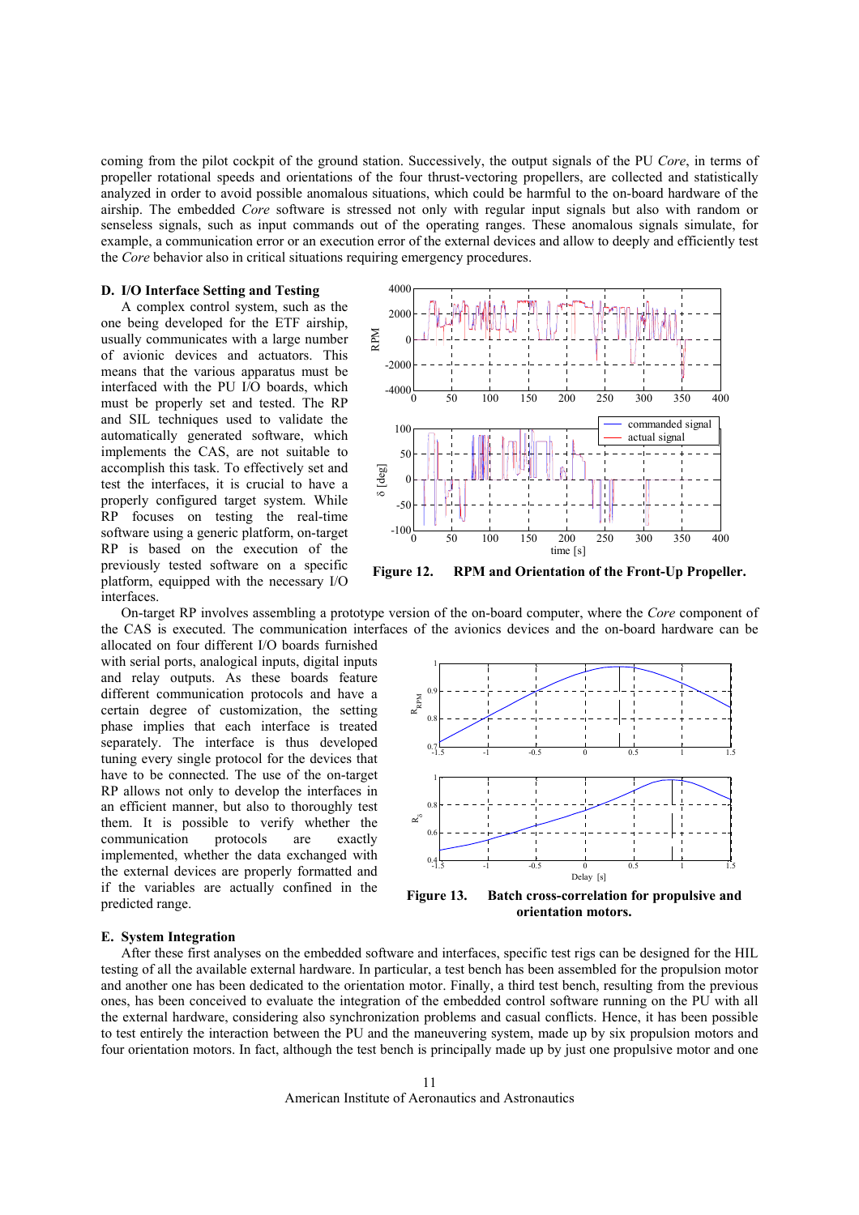coming from the pilot cockpit of the ground station. Successively, the output signals of the PU *Core*, in terms of propeller rotational speeds and orientations of the four thrust-vectoring propellers, are collected and statistically analyzed in order to avoid possible anomalous situations, which could be harmful to the on-board hardware of the airship. The embedded *Core* software is stressed not only with regular input signals but also with random or senseless signals, such as input commands out of the operating ranges. These anomalous signals simulate, for example, a communication error or an execution error of the external devices and allow to deeply and efficiently test the *Core* behavior also in critical situations requiring emergency procedures.

### D. I/O Interface Setting and Testing

A complex control system, such as the one being developed for the ETF airship, usually communicates with a large number of avionic devices and actuators. This means that the various apparatus must be interfaced with the PU I/O boards, which must be properly set and tested. The RP and SIL techniques used to validate the automatically generated software, which implements the CAS, are not suitable to accomplish this task. To effectively set and test the interfaces, it is crucial to have a properly configured target system. While RP focuses on testing the real-time software using a generic platform, on-target RP is based on the execution of the previously tested software on a specific platform, equipped with the necessary I/O interfaces.

**Figure 12. RPM and Orientation of the Front-Up Propeller.**

On-target RP involves assembling a prototype version of the on-board computer, where the *Core* component of the CAS is executed. The communication interfaces of the avionics devices and the on-board hardware can be allocated on four different I/O boards furnished with serial ports, analogical inputs, digital inputs and relay outputs. As these boards feature different communication protocols and have a certain degree of customization, the setting phase implies that each interface is treated separately. The interface is thus developed tuning every single protocol for the devices that have to be connected. The use of the on-target RP allows not only to develop the interfaces in an efficient manner, but also to thoroughly test them. It is possible to verify whether the communication protocols are exactly implemented, whether the data exchanged with the external devices are properly formatted and if the variables are actually confined in the predicted range.

**Figure 13. Batch cross-correlation for propulsive and orientation motors.**

### E. System Integration

After these first analyses on the embedded software and interfaces, specific test rigs can be designed for the HIL testing of all the available external hardware. In particular, a test bench has been assembled for the propulsion motor and another one has been dedicated to the orientation motor. Finally, a third test bench, resulting from the previous ones, has been conceived to evaluate the integration of the embedded control software running on the PU with all the external hardware, considering also synchronization problems and casual conflicts. Hence, it has been possible to test entirely the interaction between the PU and the maneuvering system, made up by six propulsion motors and four orientation motors. In fact, although the test bench is principally made up by just one propulsive motor and one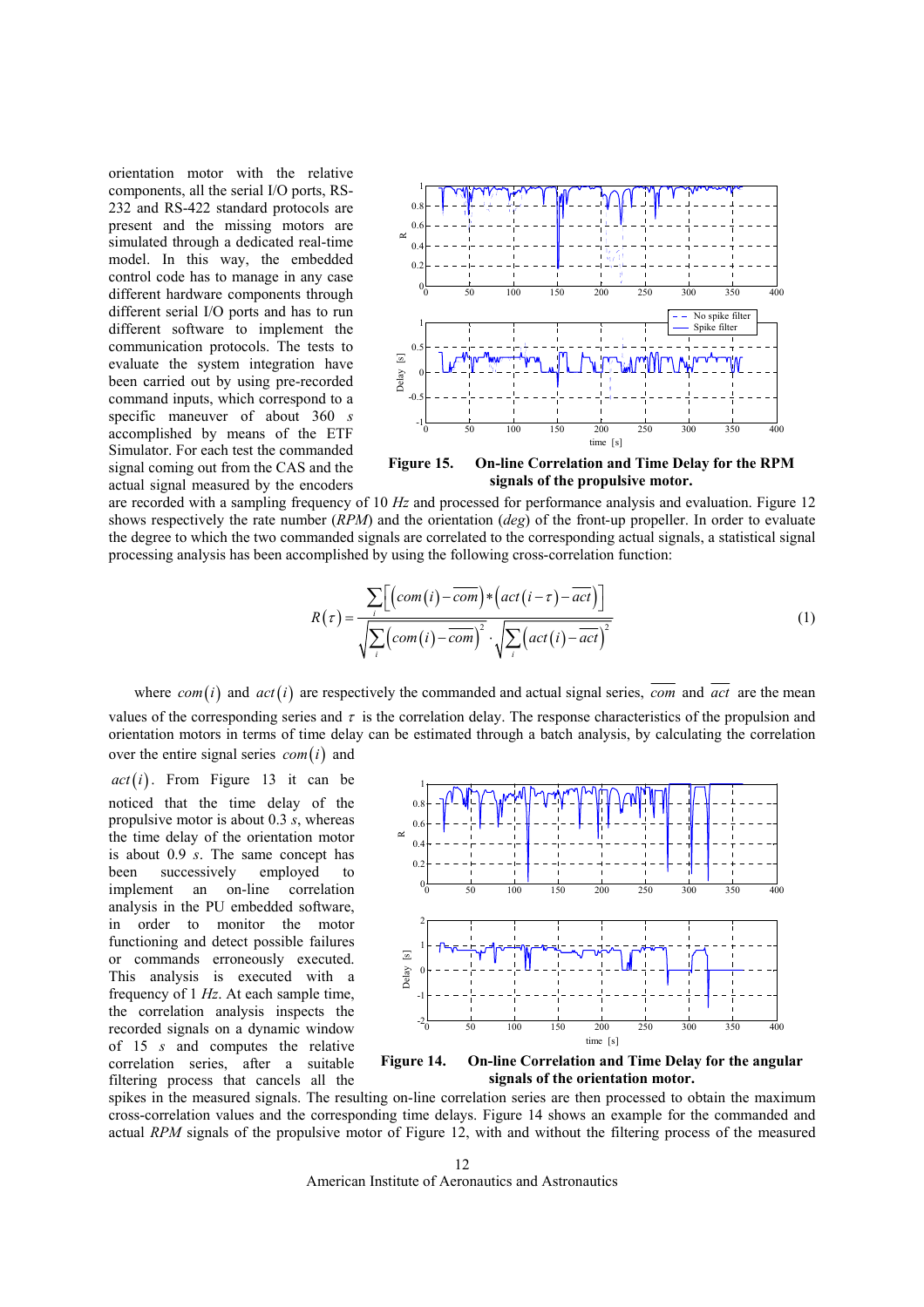orientation motor with the relative components, all the serial I/O ports, RS-232 and RS-422 standard protocols are present and the missing motors are simulated through a dedicated real-time model. In this way, the embedded control code has to manage in any case different hardware components through different serial I/O ports and has to run different software to implement the communication protocols. The tests to evaluate the system integration have been carried out by using pre-recorded command inputs, which correspond to a specific maneuver of about 360 *s* accomplished by means of the ETF Simulator. For each test the commanded signal coming out from the CAS and the actual signal measured by the encoders are recorded with a sampling frequency of 10 *Hz* and processed for performance analysis and evaluation. Figure 12 shows respectively the rate number (*RPM*) and the orientation (*deg*) of the front-up propeller. In order to evaluate the degree to which the two commanded signals are correlated to the corresponding actual signals, a statistical signal processing analysis has been accomplished by using the following cross-correlation function:

**Figure 15. On-line Correlation and Time Delay for the RPM signals of the propulsive motor.**

$$R(\tau)=\frac{\sum_i\left[\left(com(i)-\overline{com}\right)*\left(act(i-\tau)-\overline{act}\right)\right]}{\sqrt{\sum_i\left(com(i)-\overline{com}\right)^2}\cdot\sqrt{\sum_i\left(act(i)-\overline{act}\right)^2}} \tag{1}$$

where $com(i)$ and $act(i)$ are respectively the commanded and actual signal series, $\overline{com}$ and $\overline{act}$ are the mean values of the corresponding series and $\tau$ is the correlation delay. The response characteristics of the propulsion and orientation motors in terms of time delay can be estimated through a batch analysis, by calculating the correlation over the entire signal series $com(i)$ and $act(i)$. From Figure 13 it can be noticed that the time delay of the propulsive motor is about 0.3 *s*, whereas the time delay of the orientation motor is about 0.9 *s*. The same concept has been successively employed to implement an on-line correlation analysis in the PU embedded software, in order to monitor the motor functioning and detect possible failures or commands erroneously executed. This analysis is executed with a frequency of 1 *Hz*. At each sample time, the correlation analysis inspects the recorded signals on a dynamic window of 15 *s* and computes the relative correlation series, after a suitable filtering process that cancels all the spikes in the measured signals. The resulting on-line correlation series are then processed to obtain the maximum cross-correlation values and the corresponding time delays. Figure 14 shows an example for the commanded and actual *RPM* signals of the propulsive motor of Figure 12, with and without the filtering process of the measured

**Figure 14. On-line Correlation and Time Delay for the angular signals of the orientation motor.**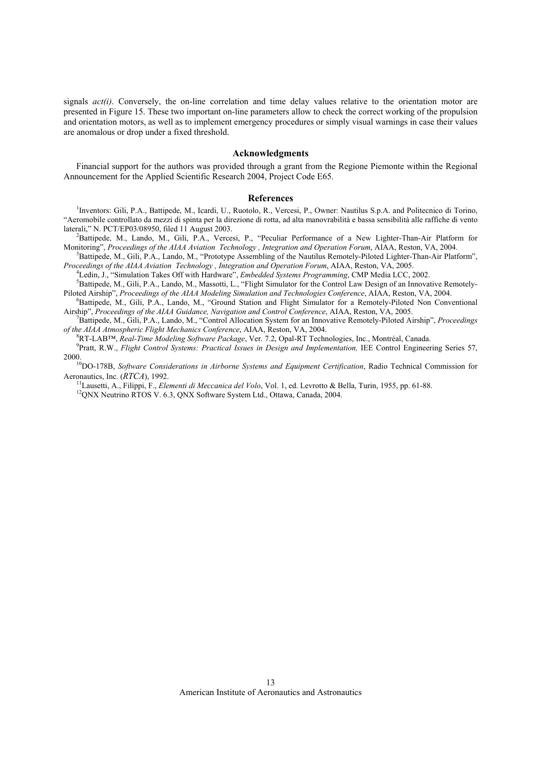signals *act(i)*. Conversely, the on-line correlation and time delay values relative to the orientation motor are presented in Figure 15. These two important on-line parameters allow to check the correct working of the propulsion and orientation motors, as well as to implement emergency procedures or simply visual warnings in case their values are anomalous or drop under a fixed threshold.

## Acknowledgments

Financial support for the authors was provided through a grant from the Regione Piemonte within the Regional Announcement for the Applied Scientific Research 2004, Project Code E65.

## References

[1]Inventors: Gili, P.A., Battipede, M., Icardi, U., Ruotolo, R., Vercesi, P., Owner: Nautilus S.p.A. and Politecnico di Torino, "Aeromobile controllato da mezzi di spinta per la direzione di rotta, ad alta manovrabilità e bassa sensibilità alle raffiche di vento laterali," N. PCT/EP03/08950, filed 11 August 2003.

[2]Battipede, M., Lando, M., Gili, P.A., Vercesi, P., "Peculiar Performance of a New Lighter-Than-Air Platform for Monitoring", *Proceedings of the AIAA Aviation Technology , Integration and Operation Forum*, AIAA, Reston, VA, 2004.

[3]Battipede, M., Gili, P.A., Lando, M., "Prototype Assembling of the Nautilus Remotely-Piloted Lighter-Than-Air Platform", *Proceedings of the AIAA Aviation Technology , Integration and Operation Forum*, AIAA, Reston, VA, 2005.

[4]Ledin, J., "Simulation Takes Off with Hardware", *Embedded Systems Programming*, CMP Media LCC, 2002.

[5]Battipede, M., Gili, P.A., Lando, M., Massotti, L., "Flight Simulator for the Control Law Design of an Innovative Remotely-Piloted Airship", *Proceedings of the AIAA Modeling Simulation and Technologies Conference*, AIAA, Reston, VA, 2004.

[6]Battipede, M., Gili, P.A., Lando, M., "Ground Station and Flight Simulator for a Remotely-Piloted Non Conventional Airship", *Proceedings of the AIAA Guidance, Navigation and Control Conference*, AIAA, Reston, VA, 2005.

[7]Battipede, M., Gili, P.A., Lando, M., "Control Allocation System for an Innovative Remotely-Piloted Airship", *Proceedings of the AIAA Atmospheric Flight Mechanics Conference*, AIAA, Reston, VA, 2004.

[8]RT-LAB™, *Real-Time Modeling Software Package*, Ver. 7.2, Opal-RT Technologies, Inc., Montréal, Canada.

[9]Pratt, R.W., *Flight Control Systems: Practical Issues in Design and Implementation,* IEE Control Engineering Series 57, 2000.

[10]DO-178B, *Software Considerations in Airborne Systems and Equipment Certification*, Radio Technical Commission for Aeronautics, Inc. (*RTCA*), 1992.

[11]Lausetti, A., Filippi, F., *Elementi di Meccanica del Volo*, Vol. 1, ed. Levrotto & Bella, Turin, 1955, pp. 61-88.

[12]QNX Neutrino RTOS V. 6.3, QNX Software System Ltd., Ottawa, Canada, 2004.